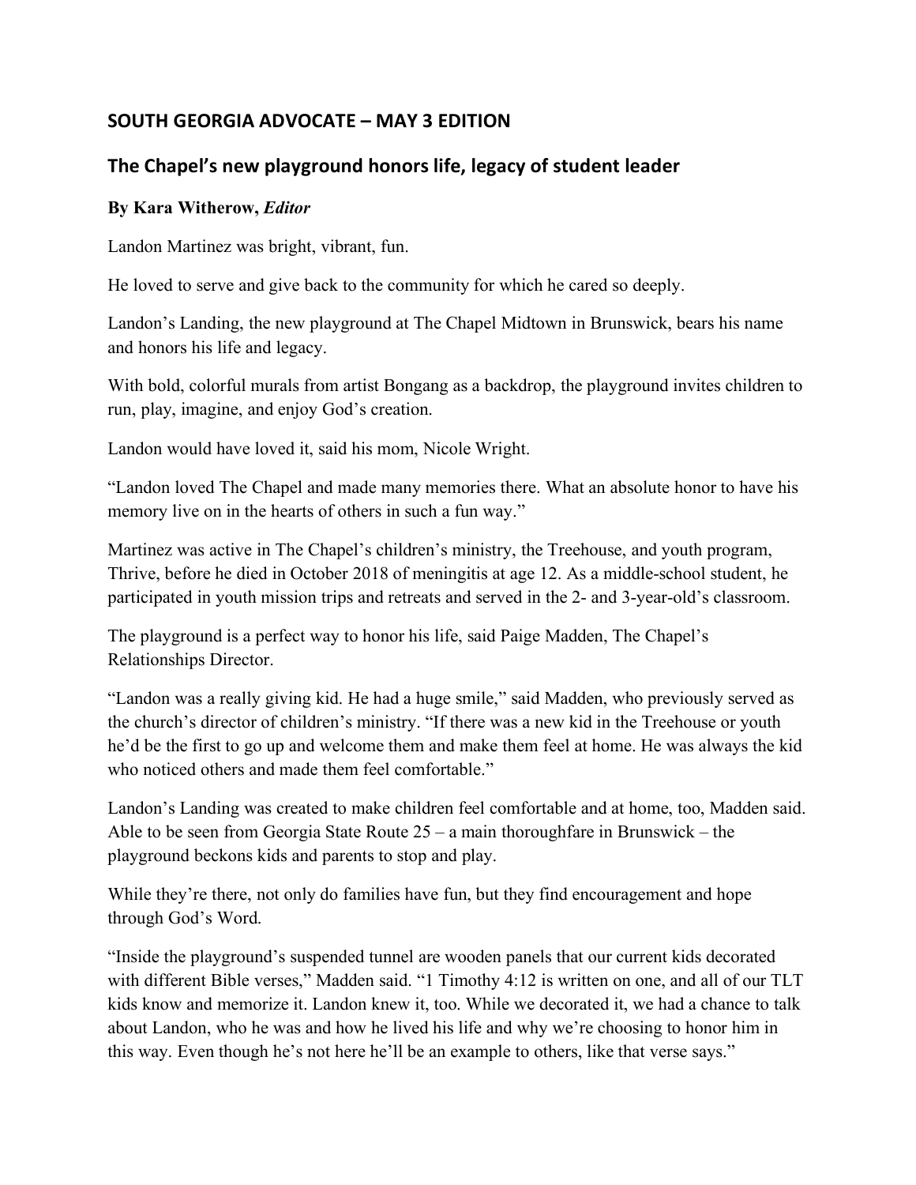## SOUTH GEORGIA ADVOCATE – MAY 3 EDITION

### The Chapel's new playground honors life, legacy of student leader

**By Kara Witherow, *Editor***

Landon Martinez was bright, vibrant, fun.

He loved to serve and give back to the community for which he cared so deeply.

Landon's Landing, the new playground at The Chapel Midtown in Brunswick, bears his name and honors his life and legacy.

With bold, colorful murals from artist Bongang as a backdrop, the playground invites children to run, play, imagine, and enjoy God's creation.

Landon would have loved it, said his mom, Nicole Wright.

"Landon loved The Chapel and made many memories there. What an absolute honor to have his memory live on in the hearts of others in such a fun way."

Martinez was active in The Chapel's children's ministry, the Treehouse, and youth program, Thrive, before he died in October 2018 of meningitis at age 12. As a middle-school student, he participated in youth mission trips and retreats and served in the 2- and 3-year-old's classroom.

The playground is a perfect way to honor his life, said Paige Madden, The Chapel's Relationships Director.

"Landon was a really giving kid. He had a huge smile," said Madden, who previously served as the church's director of children's ministry. "If there was a new kid in the Treehouse or youth he'd be the first to go up and welcome them and make them feel at home. He was always the kid who noticed others and made them feel comfortable."

Landon's Landing was created to make children feel comfortable and at home, too, Madden said. Able to be seen from Georgia State Route 25 – a main thoroughfare in Brunswick – the playground beckons kids and parents to stop and play.

While they're there, not only do families have fun, but they find encouragement and hope through God's Word.

"Inside the playground's suspended tunnel are wooden panels that our current kids decorated with different Bible verses," Madden said. "1 Timothy 4:12 is written on one, and all of our TLT kids know and memorize it. Landon knew it, too. While we decorated it, we had a chance to talk about Landon, who he was and how he lived his life and why we're choosing to honor him in this way. Even though he's not here he'll be an example to others, like that verse says."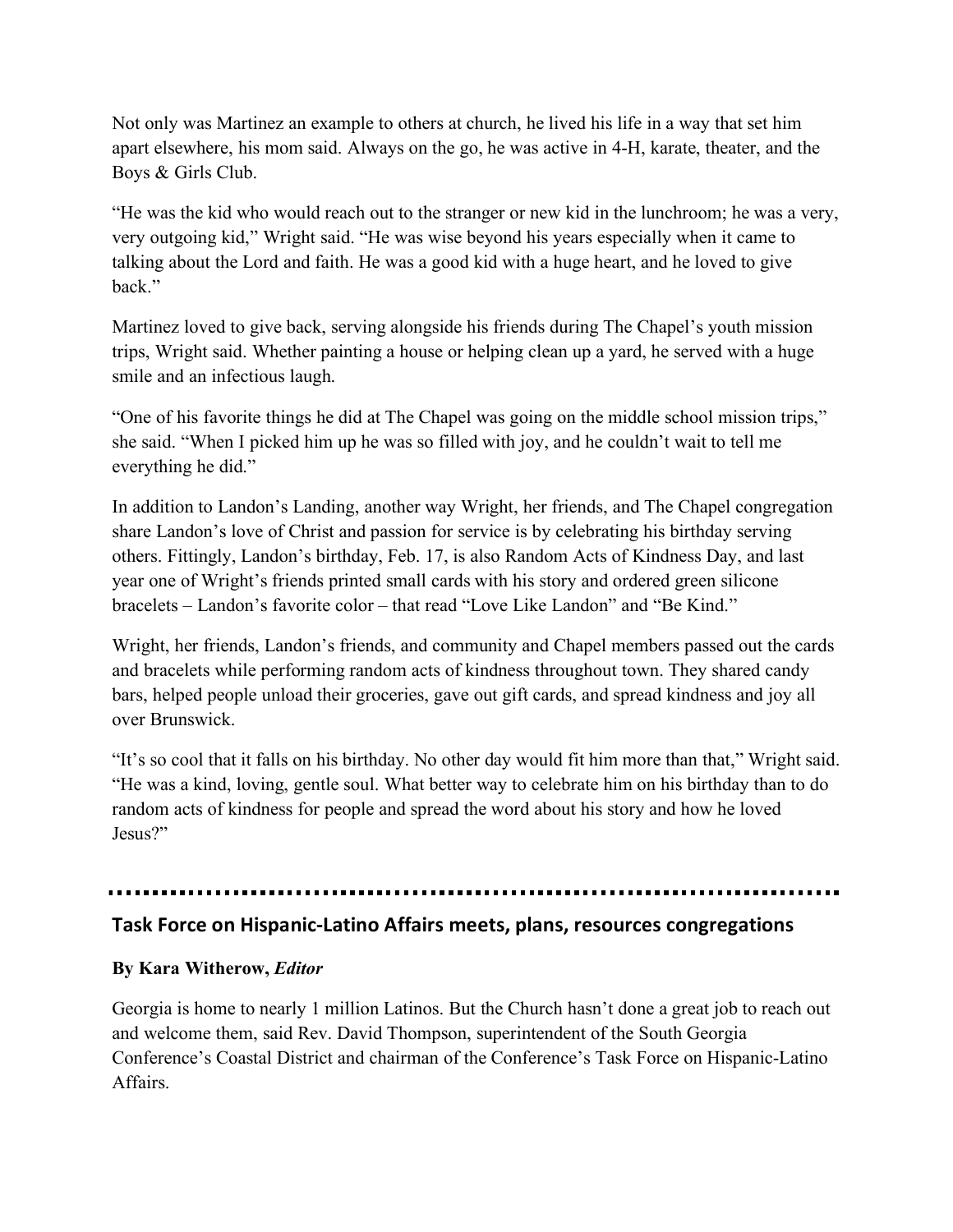Not only was Martinez an example to others at church, he lived his life in a way that set him apart elsewhere, his mom said. Always on the go, he was active in 4-H, karate, theater, and the Boys & Girls Club.

"He was the kid who would reach out to the stranger or new kid in the lunchroom; he was a very, very outgoing kid," Wright said. "He was wise beyond his years especially when it came to talking about the Lord and faith. He was a good kid with a huge heart, and he loved to give back."

Martinez loved to give back, serving alongside his friends during The Chapel's youth mission trips, Wright said. Whether painting a house or helping clean up a yard, he served with a huge smile and an infectious laugh.

"One of his favorite things he did at The Chapel was going on the middle school mission trips," she said. "When I picked him up he was so filled with joy, and he couldn't wait to tell me everything he did."

In addition to Landon's Landing, another way Wright, her friends, and The Chapel congregation share Landon's love of Christ and passion for service is by celebrating his birthday serving others. Fittingly, Landon's birthday, Feb. 17, is also Random Acts of Kindness Day, and last year one of Wright's friends printed small cards with his story and ordered green silicone bracelets – Landon's favorite color – that read "Love Like Landon" and "Be Kind."

Wright, her friends, Landon's friends, and community and Chapel members passed out the cards and bracelets while performing random acts of kindness throughout town. They shared candy bars, helped people unload their groceries, gave out gift cards, and spread kindness and joy all over Brunswick.

"It's so cool that it falls on his birthday. No other day would fit him more than that," Wright said. "He was a kind, loving, gentle soul. What better way to celebrate him on his birthday than to do random acts of kindness for people and spread the word about his story and how he loved Jesus?"

---

## Task Force on Hispanic-Latino Affairs meets, plans, resources congregations

**By Kara Witherow,** ***Editor***

Georgia is home to nearly 1 million Latinos. But the Church hasn't done a great job to reach out and welcome them, said Rev. David Thompson, superintendent of the South Georgia Conference's Coastal District and chairman of the Conference's Task Force on Hispanic-Latino Affairs.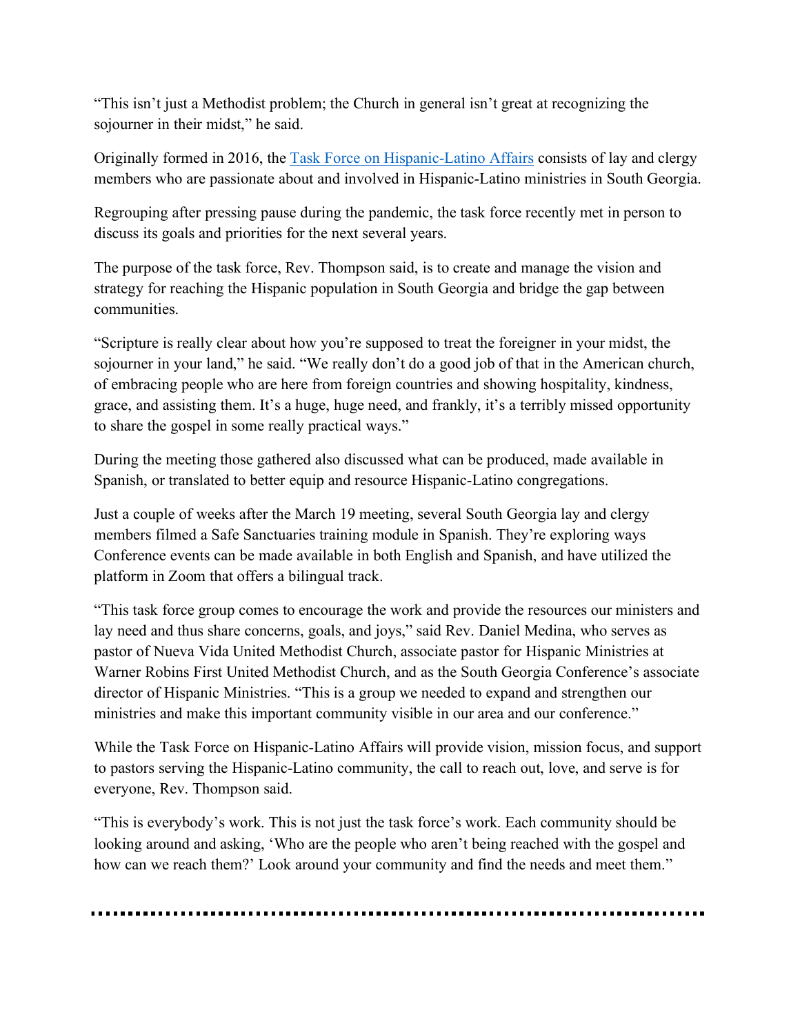"This isn't just a Methodist problem; the Church in general isn't great at recognizing the sojourner in their midst," he said.

Originally formed in 2016, the [Task Force on Hispanic-Latino Affairs]() consists of lay and clergy members who are passionate about and involved in Hispanic-Latino ministries in South Georgia.

Regrouping after pressing pause during the pandemic, the task force recently met in person to discuss its goals and priorities for the next several years.

The purpose of the task force, Rev. Thompson said, is to create and manage the vision and strategy for reaching the Hispanic population in South Georgia and bridge the gap between communities.

"Scripture is really clear about how you're supposed to treat the foreigner in your midst, the sojourner in your land," he said. "We really don't do a good job of that in the American church, of embracing people who are here from foreign countries and showing hospitality, kindness, grace, and assisting them. It's a huge, huge need, and frankly, it's a terribly missed opportunity to share the gospel in some really practical ways."

During the meeting those gathered also discussed what can be produced, made available in Spanish, or translated to better equip and resource Hispanic-Latino congregations.

Just a couple of weeks after the March 19 meeting, several South Georgia lay and clergy members filmed a Safe Sanctuaries training module in Spanish. They're exploring ways Conference events can be made available in both English and Spanish, and have utilized the platform in Zoom that offers a bilingual track.

"This task force group comes to encourage the work and provide the resources our ministers and lay need and thus share concerns, goals, and joys," said Rev. Daniel Medina, who serves as pastor of Nueva Vida United Methodist Church, associate pastor for Hispanic Ministries at Warner Robins First United Methodist Church, and as the South Georgia Conference's associate director of Hispanic Ministries. "This is a group we needed to expand and strengthen our ministries and make this important community visible in our area and our conference."

While the Task Force on Hispanic-Latino Affairs will provide vision, mission focus, and support to pastors serving the Hispanic-Latino community, the call to reach out, love, and serve is for everyone, Rev. Thompson said.

"This is everybody's work. This is not just the task force's work. Each community should be looking around and asking, 'Who are the people who aren't being reached with the gospel and how can we reach them?' Look around your community and find the needs and meet them."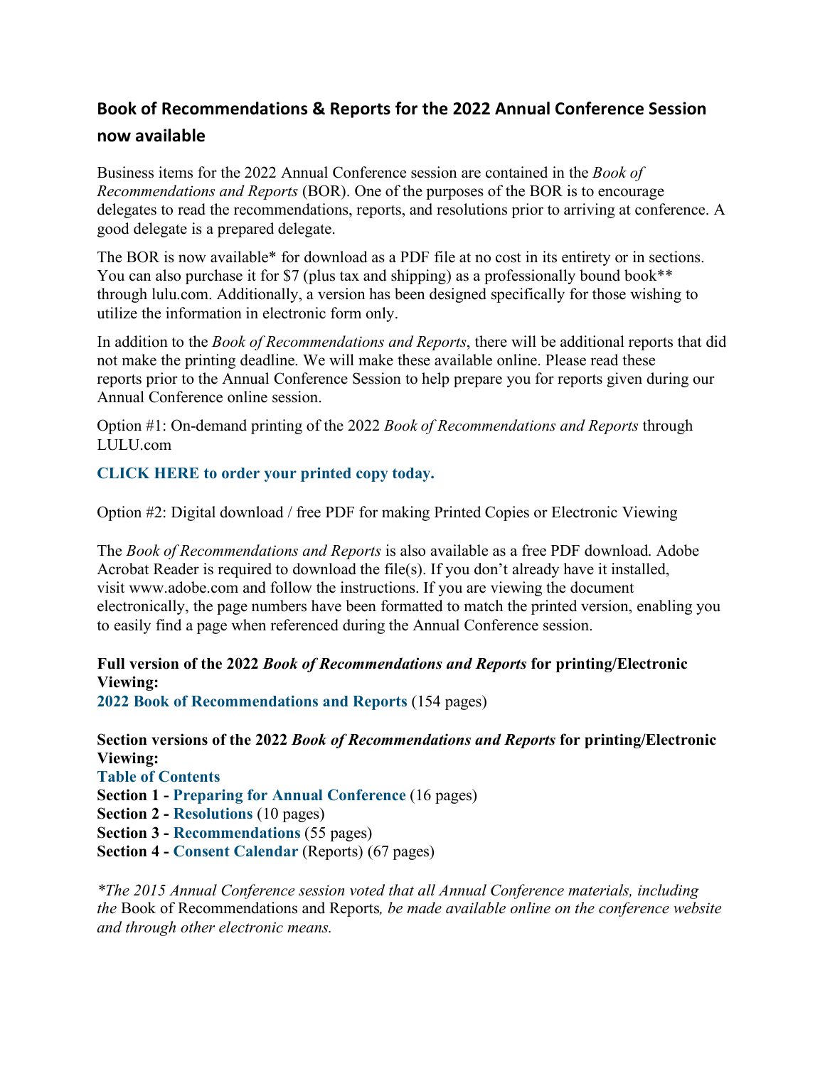## Book of Recommendations & Reports for the 2022 Annual Conference Session now available

Business items for the 2022 Annual Conference session are contained in the *Book of Recommendations and Reports* (BOR). One of the purposes of the BOR is to encourage delegates to read the recommendations, reports, and resolutions prior to arriving at conference. A good delegate is a prepared delegate.

The BOR is now available* for download as a PDF file at no cost in its entirety or in sections. You can also purchase it for $7 (plus tax and shipping) as a professionally bound book** through lulu.com. Additionally, a version has been designed specifically for those wishing to utilize the information in electronic form only.

In addition to the *Book of Recommendations and Reports*, there will be additional reports that did not make the printing deadline. We will make these available online. Please read these reports prior to the Annual Conference Session to help prepare you for reports given during our Annual Conference online session.

Option #1: On-demand printing of the 2022 *Book of Recommendations and Reports* through LULU.com

**CLICK HERE to order your printed copy today.**

Option #2: Digital download / free PDF for making Printed Copies or Electronic Viewing

The *Book of Recommendations and Reports* is also available as a free PDF download. Adobe Acrobat Reader is required to download the file(s). If you don't already have it installed, visit www.adobe.com and follow the instructions. If you are viewing the document electronically, the page numbers have been formatted to match the printed version, enabling you to easily find a page when referenced during the Annual Conference session.

**Full version of the 2022 *Book of Recommendations and Reports* for printing/Electronic Viewing:**
**2022 Book of Recommendations and Reports** (154 pages)

**Section versions of the 2022 *Book of Recommendations and Reports* for printing/Electronic Viewing:**
**Table of Contents**
**Section 1 - Preparing for Annual Conference** (16 pages)
**Section 2 - Resolutions** (10 pages)
**Section 3 - Recommendations** (55 pages)
**Section 4 - Consent Calendar** (Reports) (67 pages)

*\*The 2015 Annual Conference session voted that all Annual Conference materials, including the* Book of Recommendations and Reports*, be made available online on the conference website and through other electronic means.*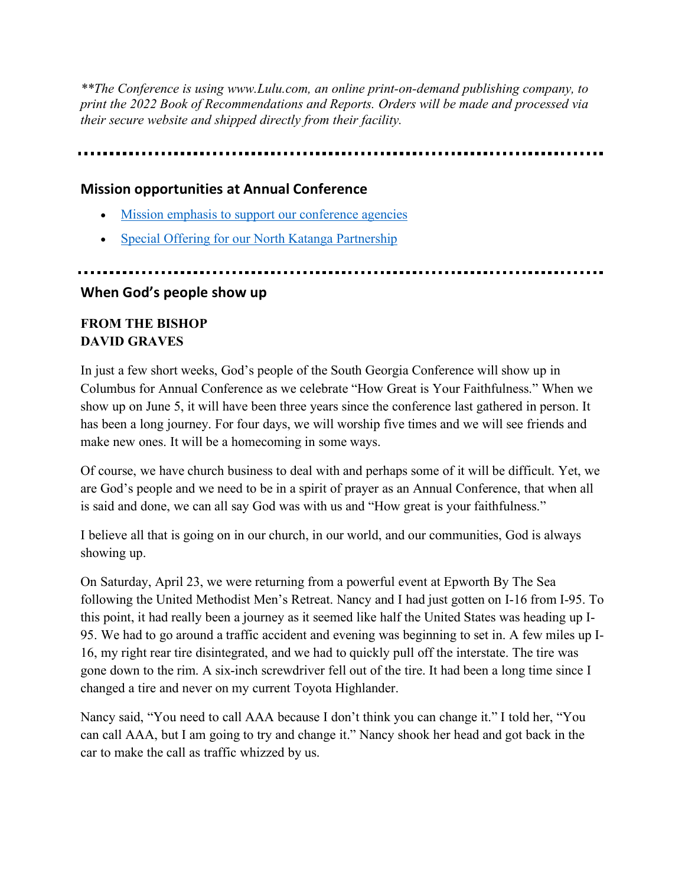*\*\*The Conference is using www.Lulu.com, an online print-on-demand publishing company, to print the 2022 Book of Recommendations and Reports. Orders will be made and processed via their secure website and shipped directly from their facility.*

---

## Mission opportunities at Annual Conference

- [Mission emphasis to support our conference agencies]()
- [Special Offering for our North Katanga Partnership]()

---

## When God's people show up

**FROM THE BISHOP**
**DAVID GRAVES**

In just a few short weeks, God's people of the South Georgia Conference will show up in Columbus for Annual Conference as we celebrate "How Great is Your Faithfulness." When we show up on June 5, it will have been three years since the conference last gathered in person. It has been a long journey. For four days, we will worship five times and we will see friends and make new ones. It will be a homecoming in some ways.

Of course, we have church business to deal with and perhaps some of it will be difficult. Yet, we are God's people and we need to be in a spirit of prayer as an Annual Conference, that when all is said and done, we can all say God was with us and "How great is your faithfulness."

I believe all that is going on in our church, in our world, and our communities, God is always showing up.

On Saturday, April 23, we were returning from a powerful event at Epworth By The Sea following the United Methodist Men's Retreat. Nancy and I had just gotten on I-16 from I-95. To this point, it had really been a journey as it seemed like half the United States was heading up I-95. We had to go around a traffic accident and evening was beginning to set in. A few miles up I-16, my right rear tire disintegrated, and we had to quickly pull off the interstate. The tire was gone down to the rim. A six-inch screwdriver fell out of the tire. It had been a long time since I changed a tire and never on my current Toyota Highlander.

Nancy said, "You need to call AAA because I don't think you can change it." I told her, "You can call AAA, but I am going to try and change it." Nancy shook her head and got back in the car to make the call as traffic whizzed by us.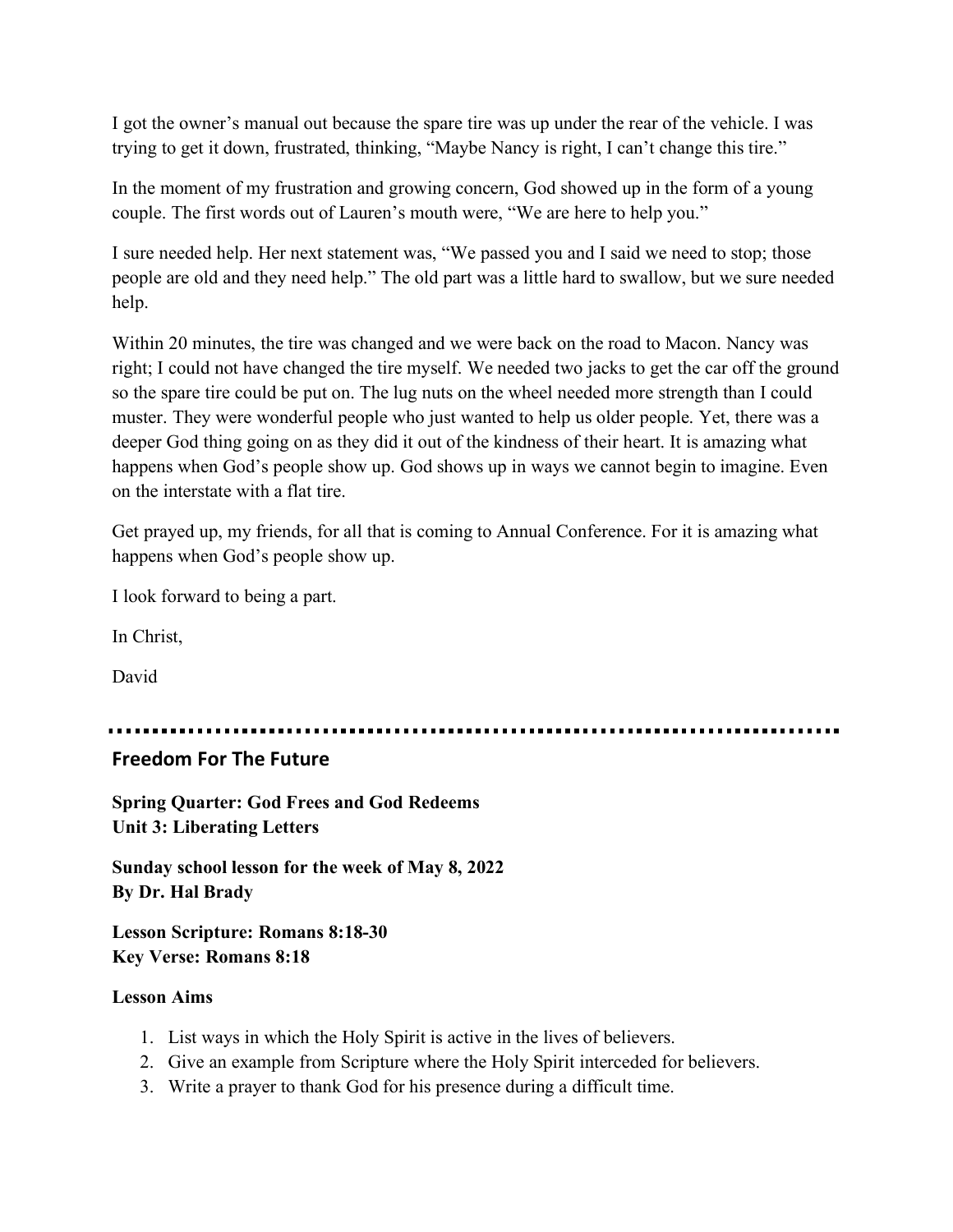I got the owner's manual out because the spare tire was up under the rear of the vehicle. I was trying to get it down, frustrated, thinking, "Maybe Nancy is right, I can't change this tire."

In the moment of my frustration and growing concern, God showed up in the form of a young couple. The first words out of Lauren's mouth were, "We are here to help you."

I sure needed help. Her next statement was, "We passed you and I said we need to stop; those people are old and they need help." The old part was a little hard to swallow, but we sure needed help.

Within 20 minutes, the tire was changed and we were back on the road to Macon. Nancy was right; I could not have changed the tire myself. We needed two jacks to get the car off the ground so the spare tire could be put on. The lug nuts on the wheel needed more strength than I could muster. They were wonderful people who just wanted to help us older people. Yet, there was a deeper God thing going on as they did it out of the kindness of their heart. It is amazing what happens when God's people show up. God shows up in ways we cannot begin to imagine. Even on the interstate with a flat tire.

Get prayed up, my friends, for all that is coming to Annual Conference. For it is amazing what happens when God's people show up.

I look forward to being a part.

In Christ,

David

---

## Freedom For The Future

**Spring Quarter: God Frees and God Redeems**
**Unit 3: Liberating Letters**

**Sunday school lesson for the week of May 8, 2022**
**By Dr. Hal Brady**

**Lesson Scripture: Romans 8:18-30**
**Key Verse: Romans 8:18**

**Lesson Aims**

1. List ways in which the Holy Spirit is active in the lives of believers.
2. Give an example from Scripture where the Holy Spirit interceded for believers.
3. Write a prayer to thank God for his presence during a difficult time.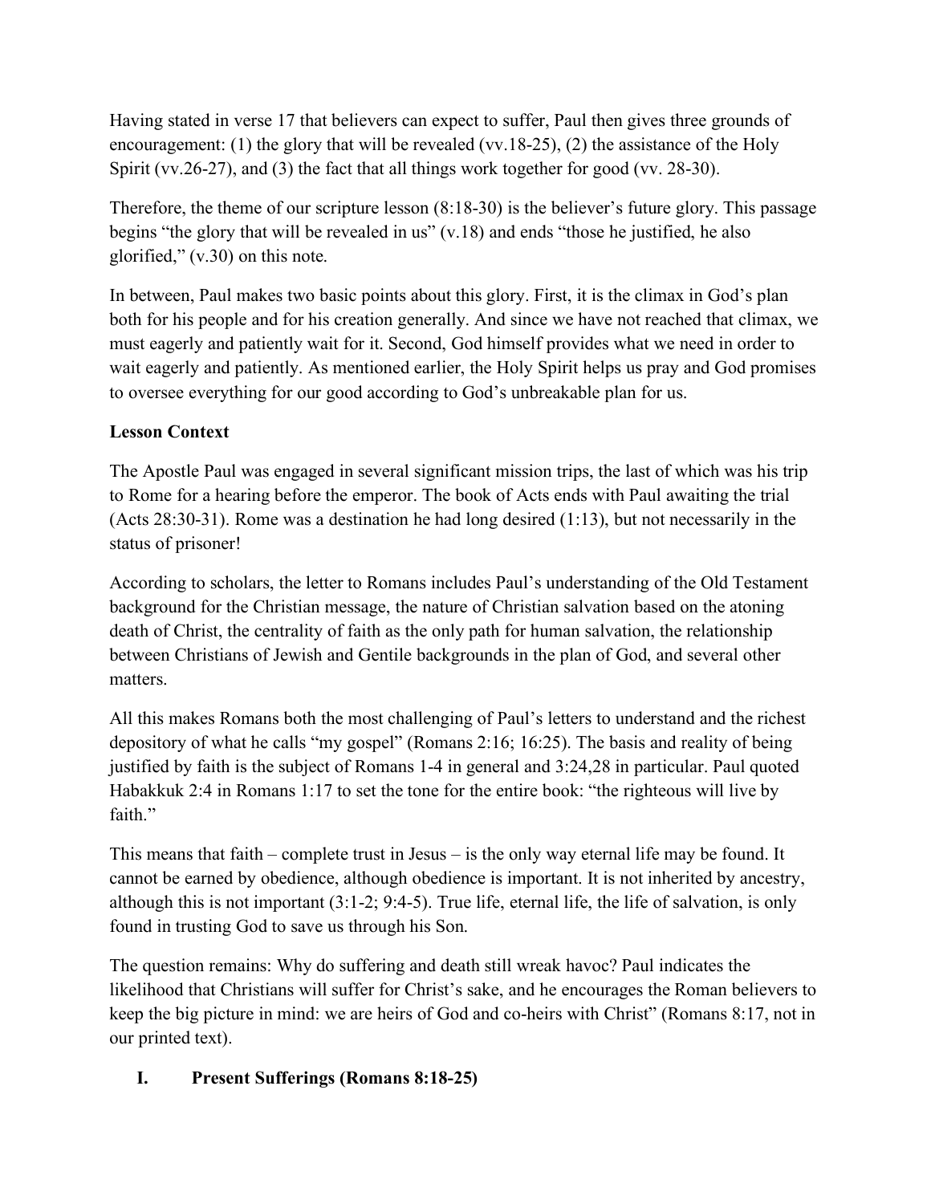Having stated in verse 17 that believers can expect to suffer, Paul then gives three grounds of encouragement: (1) the glory that will be revealed (vv.18-25), (2) the assistance of the Holy Spirit (vv.26-27), and (3) the fact that all things work together for good (vv. 28-30).

Therefore, the theme of our scripture lesson (8:18-30) is the believer's future glory. This passage begins "the glory that will be revealed in us" (v.18) and ends "those he justified, he also glorified," (v.30) on this note.

In between, Paul makes two basic points about this glory. First, it is the climax in God's plan both for his people and for his creation generally. And since we have not reached that climax, we must eagerly and patiently wait for it. Second, God himself provides what we need in order to wait eagerly and patiently. As mentioned earlier, the Holy Spirit helps us pray and God promises to oversee everything for our good according to God's unbreakable plan for us.

**Lesson Context**

The Apostle Paul was engaged in several significant mission trips, the last of which was his trip to Rome for a hearing before the emperor. The book of Acts ends with Paul awaiting the trial (Acts 28:30-31). Rome was a destination he had long desired (1:13), but not necessarily in the status of prisoner!

According to scholars, the letter to Romans includes Paul's understanding of the Old Testament background for the Christian message, the nature of Christian salvation based on the atoning death of Christ, the centrality of faith as the only path for human salvation, the relationship between Christians of Jewish and Gentile backgrounds in the plan of God, and several other matters.

All this makes Romans both the most challenging of Paul's letters to understand and the richest depository of what he calls "my gospel" (Romans 2:16; 16:25). The basis and reality of being justified by faith is the subject of Romans 1-4 in general and 3:24,28 in particular. Paul quoted Habakkuk 2:4 in Romans 1:17 to set the tone for the entire book: "the righteous will live by faith."

This means that faith – complete trust in Jesus – is the only way eternal life may be found. It cannot be earned by obedience, although obedience is important. It is not inherited by ancestry, although this is not important (3:1-2; 9:4-5). True life, eternal life, the life of salvation, is only found in trusting God to save us through his Son.

The question remains: Why do suffering and death still wreak havoc? Paul indicates the likelihood that Christians will suffer for Christ's sake, and he encourages the Roman believers to keep the big picture in mind: we are heirs of God and co-heirs with Christ" (Romans 8:17, not in our printed text).

## I. Present Sufferings (Romans 8:18-25)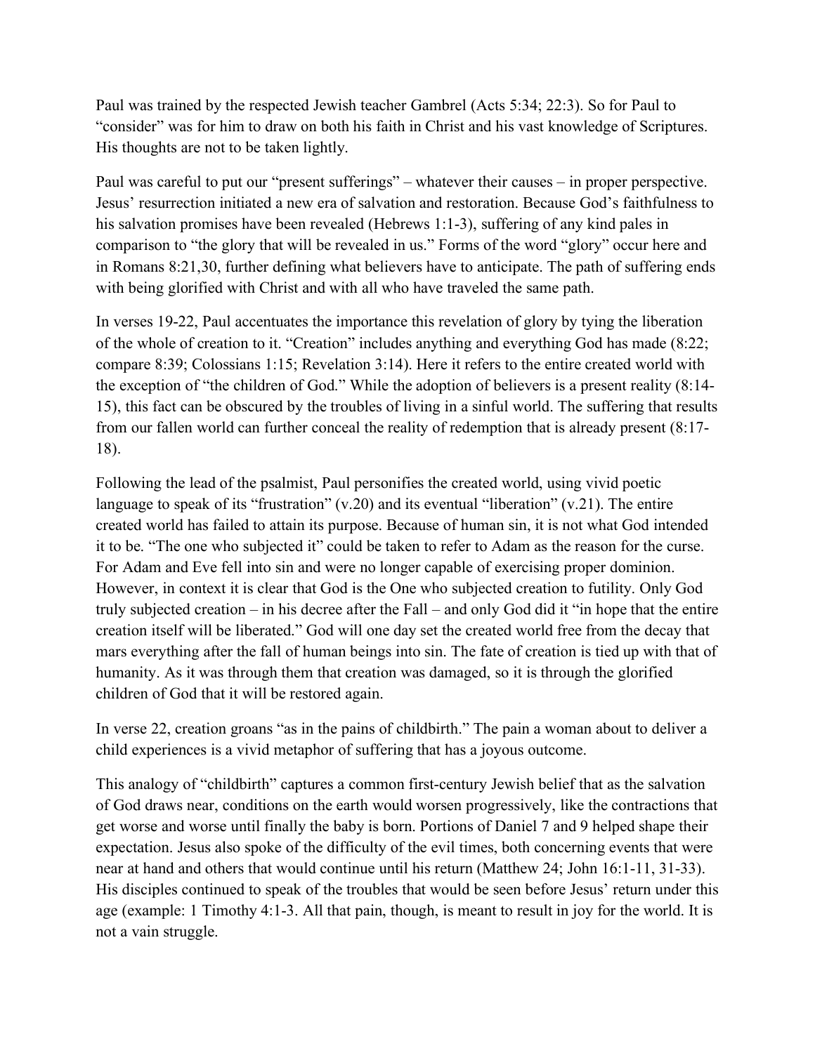Paul was trained by the respected Jewish teacher Gambrel (Acts 5:34; 22:3). So for Paul to "consider" was for him to draw on both his faith in Christ and his vast knowledge of Scriptures. His thoughts are not to be taken lightly.

Paul was careful to put our "present sufferings" – whatever their causes – in proper perspective. Jesus' resurrection initiated a new era of salvation and restoration. Because God's faithfulness to his salvation promises have been revealed (Hebrews 1:1-3), suffering of any kind pales in comparison to "the glory that will be revealed in us." Forms of the word "glory" occur here and in Romans 8:21,30, further defining what believers have to anticipate. The path of suffering ends with being glorified with Christ and with all who have traveled the same path.

In verses 19-22, Paul accentuates the importance this revelation of glory by tying the liberation of the whole of creation to it. "Creation" includes anything and everything God has made (8:22; compare 8:39; Colossians 1:15; Revelation 3:14). Here it refers to the entire created world with the exception of "the children of God." While the adoption of believers is a present reality (8:14-15), this fact can be obscured by the troubles of living in a sinful world. The suffering that results from our fallen world can further conceal the reality of redemption that is already present (8:17-18).

Following the lead of the psalmist, Paul personifies the created world, using vivid poetic language to speak of its "frustration" (v.20) and its eventual "liberation" (v.21). The entire created world has failed to attain its purpose. Because of human sin, it is not what God intended it to be. "The one who subjected it" could be taken to refer to Adam as the reason for the curse. For Adam and Eve fell into sin and were no longer capable of exercising proper dominion. However, in context it is clear that God is the One who subjected creation to futility. Only God truly subjected creation – in his decree after the Fall – and only God did it "in hope that the entire creation itself will be liberated." God will one day set the created world free from the decay that mars everything after the fall of human beings into sin. The fate of creation is tied up with that of humanity. As it was through them that creation was damaged, so it is through the glorified children of God that it will be restored again.

In verse 22, creation groans "as in the pains of childbirth." The pain a woman about to deliver a child experiences is a vivid metaphor of suffering that has a joyous outcome.

This analogy of "childbirth" captures a common first-century Jewish belief that as the salvation of God draws near, conditions on the earth would worsen progressively, like the contractions that get worse and worse until finally the baby is born. Portions of Daniel 7 and 9 helped shape their expectation. Jesus also spoke of the difficulty of the evil times, both concerning events that were near at hand and others that would continue until his return (Matthew 24; John 16:1-11, 31-33). His disciples continued to speak of the troubles that would be seen before Jesus' return under this age (example: 1 Timothy 4:1-3. All that pain, though, is meant to result in joy for the world. It is not a vain struggle.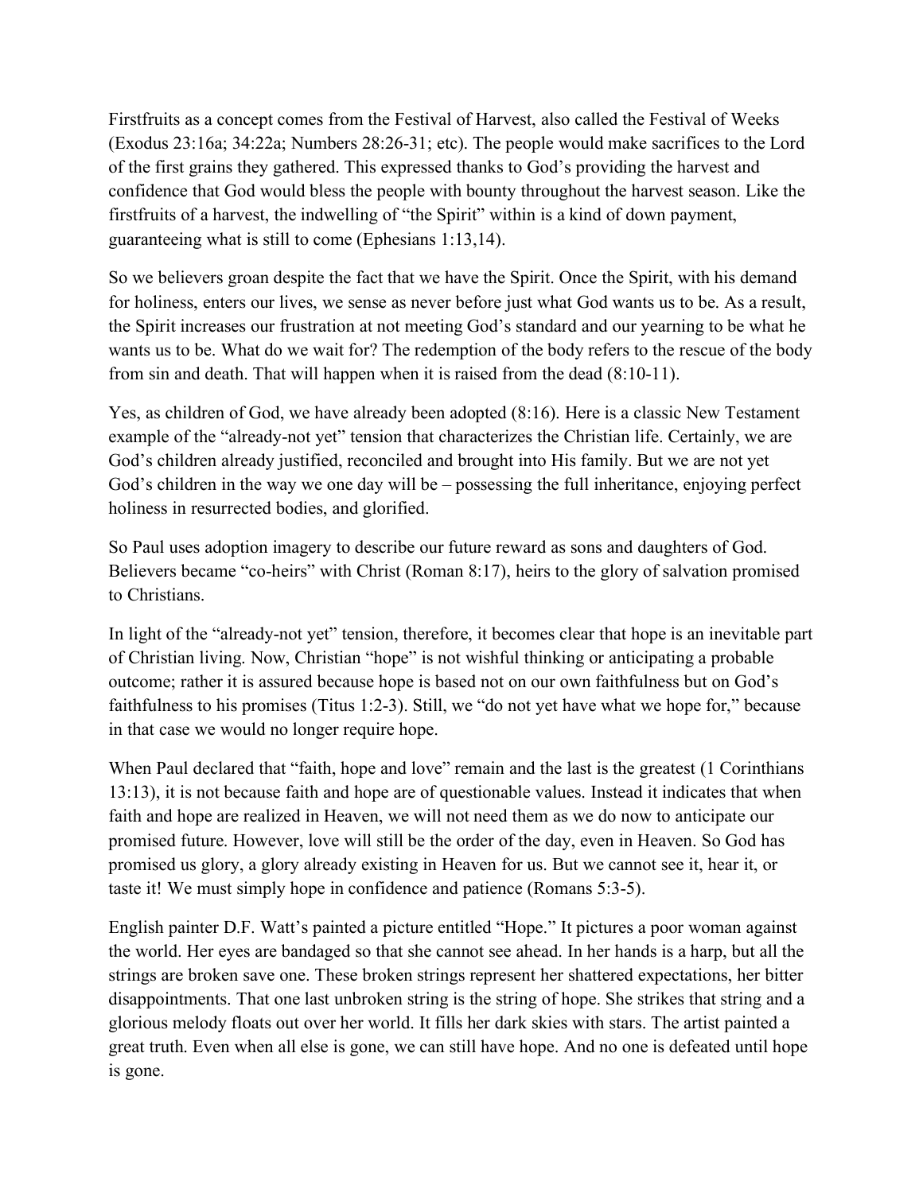Firstfruits as a concept comes from the Festival of Harvest, also called the Festival of Weeks (Exodus 23:16a; 34:22a; Numbers 28:26-31; etc). The people would make sacrifices to the Lord of the first grains they gathered. This expressed thanks to God's providing the harvest and confidence that God would bless the people with bounty throughout the harvest season. Like the firstfruits of a harvest, the indwelling of "the Spirit" within is a kind of down payment, guaranteeing what is still to come (Ephesians 1:13,14).

So we believers groan despite the fact that we have the Spirit. Once the Spirit, with his demand for holiness, enters our lives, we sense as never before just what God wants us to be. As a result, the Spirit increases our frustration at not meeting God's standard and our yearning to be what he wants us to be. What do we wait for? The redemption of the body refers to the rescue of the body from sin and death. That will happen when it is raised from the dead (8:10-11).

Yes, as children of God, we have already been adopted (8:16). Here is a classic New Testament example of the "already-not yet" tension that characterizes the Christian life. Certainly, we are God's children already justified, reconciled and brought into His family. But we are not yet God's children in the way we one day will be – possessing the full inheritance, enjoying perfect holiness in resurrected bodies, and glorified.

So Paul uses adoption imagery to describe our future reward as sons and daughters of God. Believers became "co-heirs" with Christ (Roman 8:17), heirs to the glory of salvation promised to Christians.

In light of the "already-not yet" tension, therefore, it becomes clear that hope is an inevitable part of Christian living. Now, Christian "hope" is not wishful thinking or anticipating a probable outcome; rather it is assured because hope is based not on our own faithfulness but on God's faithfulness to his promises (Titus 1:2-3). Still, we "do not yet have what we hope for," because in that case we would no longer require hope.

When Paul declared that "faith, hope and love" remain and the last is the greatest (1 Corinthians 13:13), it is not because faith and hope are of questionable values. Instead it indicates that when faith and hope are realized in Heaven, we will not need them as we do now to anticipate our promised future. However, love will still be the order of the day, even in Heaven. So God has promised us glory, a glory already existing in Heaven for us. But we cannot see it, hear it, or taste it! We must simply hope in confidence and patience (Romans 5:3-5).

English painter D.F. Watt's painted a picture entitled "Hope." It pictures a poor woman against the world. Her eyes are bandaged so that she cannot see ahead. In her hands is a harp, but all the strings are broken save one. These broken strings represent her shattered expectations, her bitter disappointments. That one last unbroken string is the string of hope. She strikes that string and a glorious melody floats out over her world. It fills her dark skies with stars. The artist painted a great truth. Even when all else is gone, we can still have hope. And no one is defeated until hope is gone.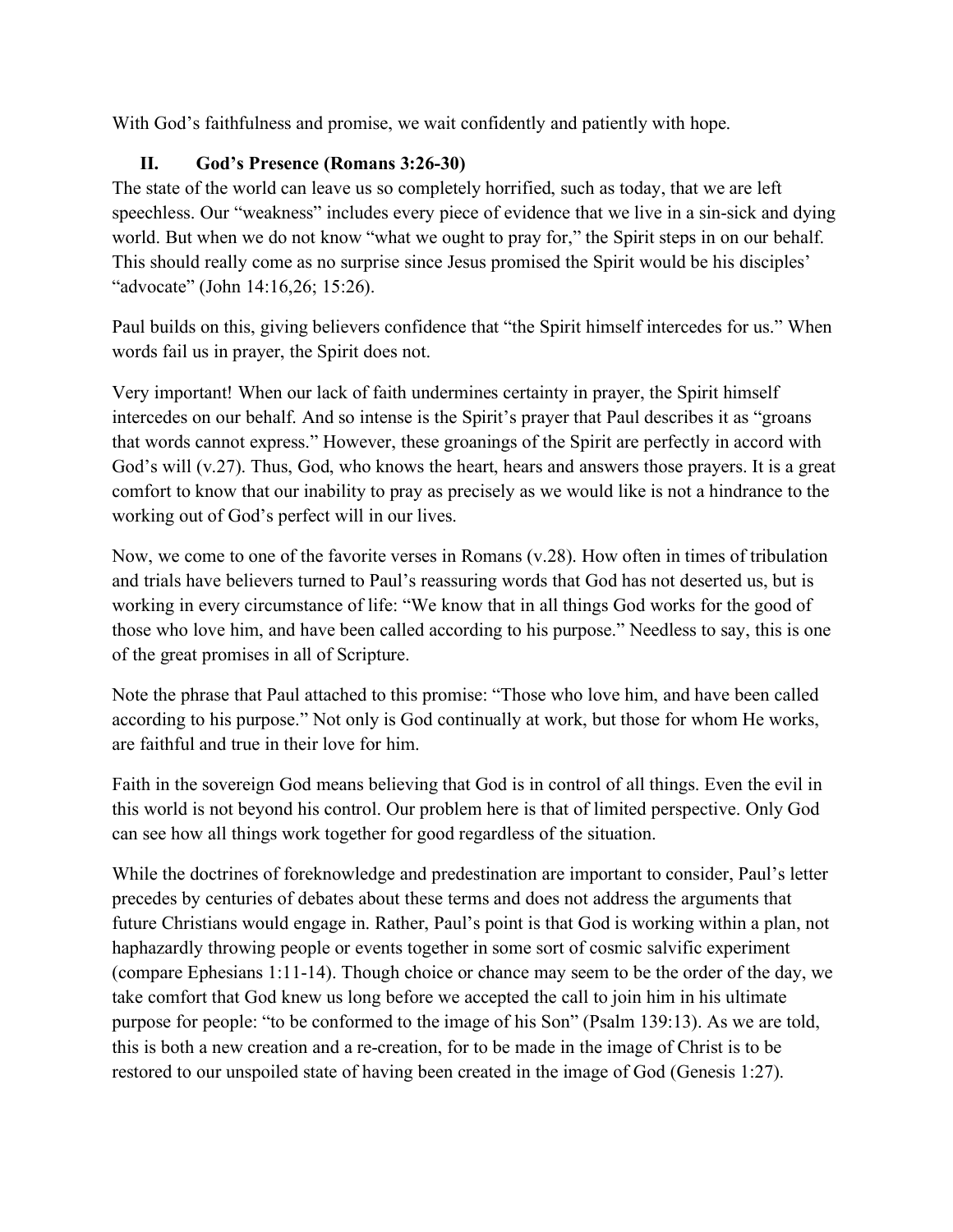With God's faithfulness and promise, we wait confidently and patiently with hope.

## II. God's Presence (Romans 3:26-30)

The state of the world can leave us so completely horrified, such as today, that we are left speechless. Our "weakness" includes every piece of evidence that we live in a sin-sick and dying world. But when we do not know "what we ought to pray for," the Spirit steps in on our behalf. This should really come as no surprise since Jesus promised the Spirit would be his disciples' "advocate" (John 14:16,26; 15:26).

Paul builds on this, giving believers confidence that "the Spirit himself intercedes for us." When words fail us in prayer, the Spirit does not.

Very important! When our lack of faith undermines certainty in prayer, the Spirit himself intercedes on our behalf. And so intense is the Spirit's prayer that Paul describes it as "groans that words cannot express." However, these groanings of the Spirit are perfectly in accord with God's will (v.27). Thus, God, who knows the heart, hears and answers those prayers. It is a great comfort to know that our inability to pray as precisely as we would like is not a hindrance to the working out of God's perfect will in our lives.

Now, we come to one of the favorite verses in Romans (v.28). How often in times of tribulation and trials have believers turned to Paul's reassuring words that God has not deserted us, but is working in every circumstance of life: "We know that in all things God works for the good of those who love him, and have been called according to his purpose." Needless to say, this is one of the great promises in all of Scripture.

Note the phrase that Paul attached to this promise: "Those who love him, and have been called according to his purpose." Not only is God continually at work, but those for whom He works, are faithful and true in their love for him.

Faith in the sovereign God means believing that God is in control of all things. Even the evil in this world is not beyond his control. Our problem here is that of limited perspective. Only God can see how all things work together for good regardless of the situation.

While the doctrines of foreknowledge and predestination are important to consider, Paul's letter precedes by centuries of debates about these terms and does not address the arguments that future Christians would engage in. Rather, Paul's point is that God is working within a plan, not haphazardly throwing people or events together in some sort of cosmic salvific experiment (compare Ephesians 1:11-14). Though choice or chance may seem to be the order of the day, we take comfort that God knew us long before we accepted the call to join him in his ultimate purpose for people: "to be conformed to the image of his Son" (Psalm 139:13). As we are told, this is both a new creation and a re-creation, for to be made in the image of Christ is to be restored to our unspoiled state of having been created in the image of God (Genesis 1:27).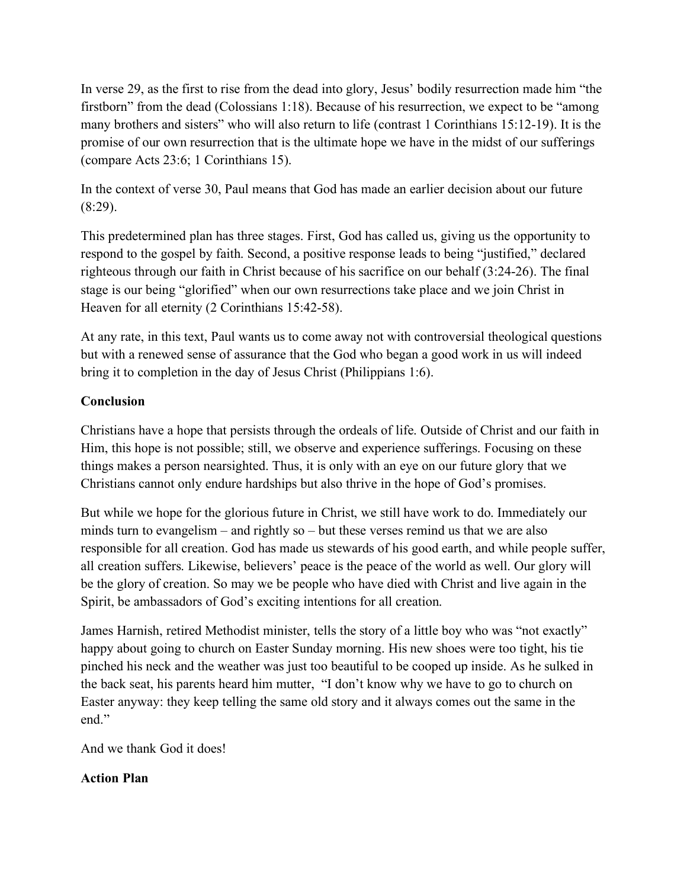In verse 29, as the first to rise from the dead into glory, Jesus' bodily resurrection made him "the firstborn" from the dead (Colossians 1:18). Because of his resurrection, we expect to be "among many brothers and sisters" who will also return to life (contrast 1 Corinthians 15:12-19). It is the promise of our own resurrection that is the ultimate hope we have in the midst of our sufferings (compare Acts 23:6; 1 Corinthians 15).

In the context of verse 30, Paul means that God has made an earlier decision about our future (8:29).

This predetermined plan has three stages. First, God has called us, giving us the opportunity to respond to the gospel by faith. Second, a positive response leads to being "justified," declared righteous through our faith in Christ because of his sacrifice on our behalf (3:24-26). The final stage is our being "glorified" when our own resurrections take place and we join Christ in Heaven for all eternity (2 Corinthians 15:42-58).

At any rate, in this text, Paul wants us to come away not with controversial theological questions but with a renewed sense of assurance that the God who began a good work in us will indeed bring it to completion in the day of Jesus Christ (Philippians 1:6).

**Conclusion**

Christians have a hope that persists through the ordeals of life. Outside of Christ and our faith in Him, this hope is not possible; still, we observe and experience sufferings. Focusing on these things makes a person nearsighted. Thus, it is only with an eye on our future glory that we Christians cannot only endure hardships but also thrive in the hope of God's promises.

But while we hope for the glorious future in Christ, we still have work to do. Immediately our minds turn to evangelism – and rightly so – but these verses remind us that we are also responsible for all creation. God has made us stewards of his good earth, and while people suffer, all creation suffers. Likewise, believers' peace is the peace of the world as well. Our glory will be the glory of creation. So may we be people who have died with Christ and live again in the Spirit, be ambassadors of God's exciting intentions for all creation.

James Harnish, retired Methodist minister, tells the story of a little boy who was "not exactly" happy about going to church on Easter Sunday morning. His new shoes were too tight, his tie pinched his neck and the weather was just too beautiful to be cooped up inside. As he sulked in the back seat, his parents heard him mutter, "I don't know why we have to go to church on Easter anyway: they keep telling the same old story and it always comes out the same in the end."

And we thank God it does!

**Action Plan**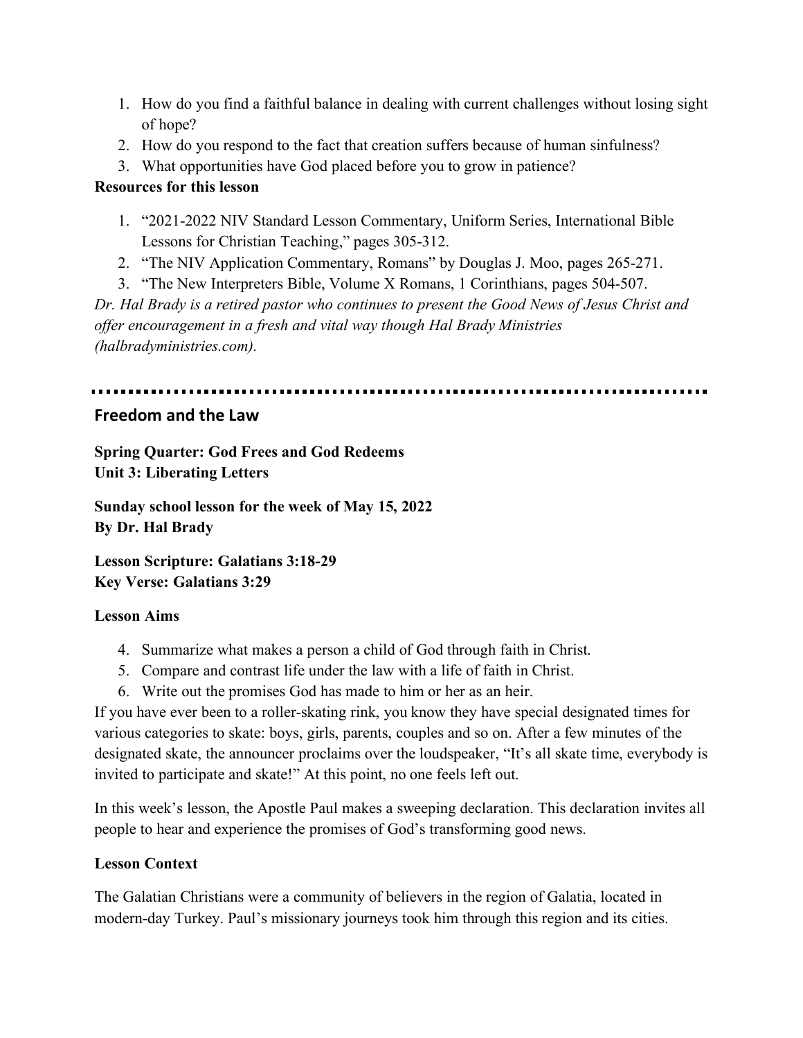1. How do you find a faithful balance in dealing with current challenges without losing sight of hope?
2. How do you respond to the fact that creation suffers because of human sinfulness?
3. What opportunities have God placed before you to grow in patience?

**Resources for this lesson**

1. "2021-2022 NIV Standard Lesson Commentary, Uniform Series, International Bible Lessons for Christian Teaching," pages 305-312.
2. "The NIV Application Commentary, Romans" by Douglas J. Moo, pages 265-271.
3. "The New Interpreters Bible, Volume X Romans, 1 Corinthians, pages 504-507.

*Dr. Hal Brady is a retired pastor who continues to present the Good News of Jesus Christ and offer encouragement in a fresh and vital way though Hal Brady Ministries (halbradyministries.com).*

---

## Freedom and the Law

**Spring Quarter: God Frees and God Redeems**
**Unit 3: Liberating Letters**

**Sunday school lesson for the week of May 15, 2022**
**By Dr. Hal Brady**

**Lesson Scripture: Galatians 3:18-29**
**Key Verse: Galatians 3:29**

**Lesson Aims**

4. Summarize what makes a person a child of God through faith in Christ.
5. Compare and contrast life under the law with a life of faith in Christ.
6. Write out the promises God has made to him or her as an heir.

If you have ever been to a roller-skating rink, you know they have special designated times for various categories to skate: boys, girls, parents, couples and so on. After a few minutes of the designated skate, the announcer proclaims over the loudspeaker, "It's all skate time, everybody is invited to participate and skate!" At this point, no one feels left out.

In this week's lesson, the Apostle Paul makes a sweeping declaration. This declaration invites all people to hear and experience the promises of God's transforming good news.

**Lesson Context**

The Galatian Christians were a community of believers in the region of Galatia, located in modern-day Turkey. Paul's missionary journeys took him through this region and its cities.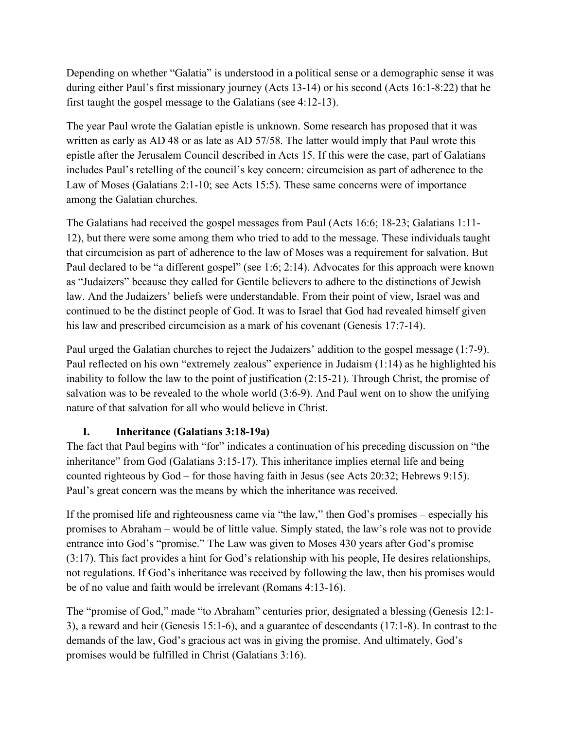Depending on whether "Galatia" is understood in a political sense or a demographic sense it was during either Paul's first missionary journey (Acts 13-14) or his second (Acts 16:1-8:22) that he first taught the gospel message to the Galatians (see 4:12-13).

The year Paul wrote the Galatian epistle is unknown. Some research has proposed that it was written as early as AD 48 or as late as AD 57/58. The latter would imply that Paul wrote this epistle after the Jerusalem Council described in Acts 15. If this were the case, part of Galatians includes Paul's retelling of the council's key concern: circumcision as part of adherence to the Law of Moses (Galatians 2:1-10; see Acts 15:5). These same concerns were of importance among the Galatian churches.

The Galatians had received the gospel messages from Paul (Acts 16:6; 18-23; Galatians 1:11-12), but there were some among them who tried to add to the message. These individuals taught that circumcision as part of adherence to the law of Moses was a requirement for salvation. But Paul declared to be "a different gospel" (see 1:6; 2:14). Advocates for this approach were known as "Judaizers" because they called for Gentile believers to adhere to the distinctions of Jewish law. And the Judaizers' beliefs were understandable. From their point of view, Israel was and continued to be the distinct people of God. It was to Israel that God had revealed himself given his law and prescribed circumcision as a mark of his covenant (Genesis 17:7-14).

Paul urged the Galatian churches to reject the Judaizers' addition to the gospel message (1:7-9). Paul reflected on his own "extremely zealous" experience in Judaism (1:14) as he highlighted his inability to follow the law to the point of justification (2:15-21). Through Christ, the promise of salvation was to be revealed to the whole world (3:6-9). And Paul went on to show the unifying nature of that salvation for all who would believe in Christ.

## I. Inheritance (Galatians 3:18-19a)

The fact that Paul begins with "for" indicates a continuation of his preceding discussion on "the inheritance" from God (Galatians 3:15-17). This inheritance implies eternal life and being counted righteous by God – for those having faith in Jesus (see Acts 20:32; Hebrews 9:15). Paul's great concern was the means by which the inheritance was received.

If the promised life and righteousness came via "the law," then God's promises – especially his promises to Abraham – would be of little value. Simply stated, the law's role was not to provide entrance into God's "promise." The Law was given to Moses 430 years after God's promise (3:17). This fact provides a hint for God's relationship with his people, He desires relationships, not regulations. If God's inheritance was received by following the law, then his promises would be of no value and faith would be irrelevant (Romans 4:13-16).

The "promise of God," made "to Abraham" centuries prior, designated a blessing (Genesis 12:1-3), a reward and heir (Genesis 15:1-6), and a guarantee of descendants (17:1-8). In contrast to the demands of the law, God's gracious act was in giving the promise. And ultimately, God's promises would be fulfilled in Christ (Galatians 3:16).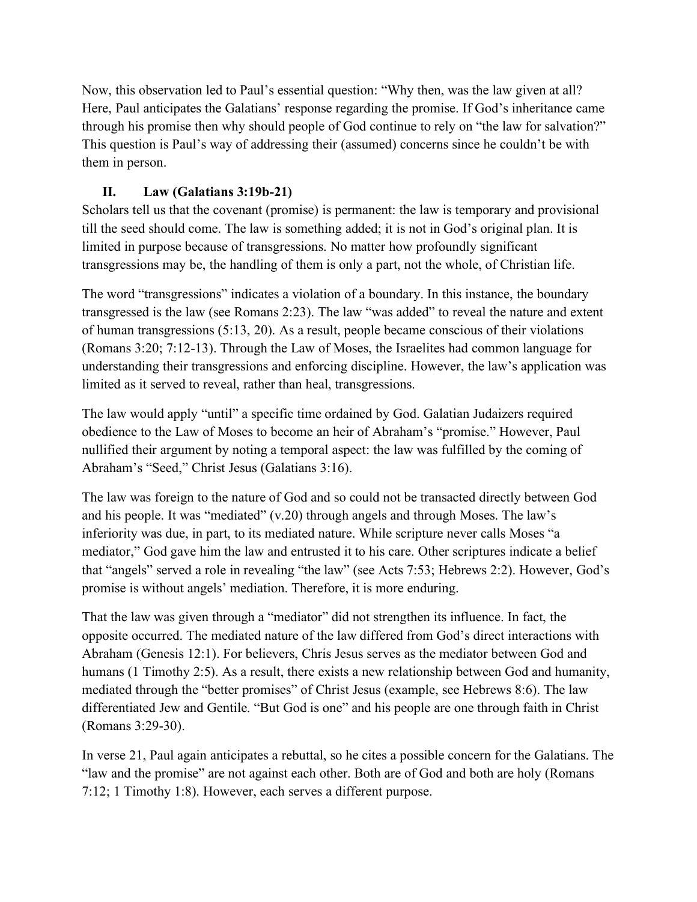Now, this observation led to Paul's essential question: "Why then, was the law given at all? Here, Paul anticipates the Galatians' response regarding the promise. If God's inheritance came through his promise then why should people of God continue to rely on "the law for salvation?" This question is Paul's way of addressing their (assumed) concerns since he couldn't be with them in person.

## II. Law (Galatians 3:19b-21)

Scholars tell us that the covenant (promise) is permanent: the law is temporary and provisional till the seed should come. The law is something added; it is not in God's original plan. It is limited in purpose because of transgressions. No matter how profoundly significant transgressions may be, the handling of them is only a part, not the whole, of Christian life.

The word "transgressions" indicates a violation of a boundary. In this instance, the boundary transgressed is the law (see Romans 2:23). The law "was added" to reveal the nature and extent of human transgressions (5:13, 20). As a result, people became conscious of their violations (Romans 3:20; 7:12-13). Through the Law of Moses, the Israelites had common language for understanding their transgressions and enforcing discipline. However, the law's application was limited as it served to reveal, rather than heal, transgressions.

The law would apply "until" a specific time ordained by God. Galatian Judaizers required obedience to the Law of Moses to become an heir of Abraham's "promise." However, Paul nullified their argument by noting a temporal aspect: the law was fulfilled by the coming of Abraham's "Seed," Christ Jesus (Galatians 3:16).

The law was foreign to the nature of God and so could not be transacted directly between God and his people. It was "mediated" (v.20) through angels and through Moses. The law's inferiority was due, in part, to its mediated nature. While scripture never calls Moses "a mediator," God gave him the law and entrusted it to his care. Other scriptures indicate a belief that "angels" served a role in revealing "the law" (see Acts 7:53; Hebrews 2:2). However, God's promise is without angels' mediation. Therefore, it is more enduring.

That the law was given through a "mediator" did not strengthen its influence. In fact, the opposite occurred. The mediated nature of the law differed from God's direct interactions with Abraham (Genesis 12:1). For believers, Chris Jesus serves as the mediator between God and humans (1 Timothy 2:5). As a result, there exists a new relationship between God and humanity, mediated through the "better promises" of Christ Jesus (example, see Hebrews 8:6). The law differentiated Jew and Gentile. "But God is one" and his people are one through faith in Christ (Romans 3:29-30).

In verse 21, Paul again anticipates a rebuttal, so he cites a possible concern for the Galatians. The "law and the promise" are not against each other. Both are of God and both are holy (Romans 7:12; 1 Timothy 1:8). However, each serves a different purpose.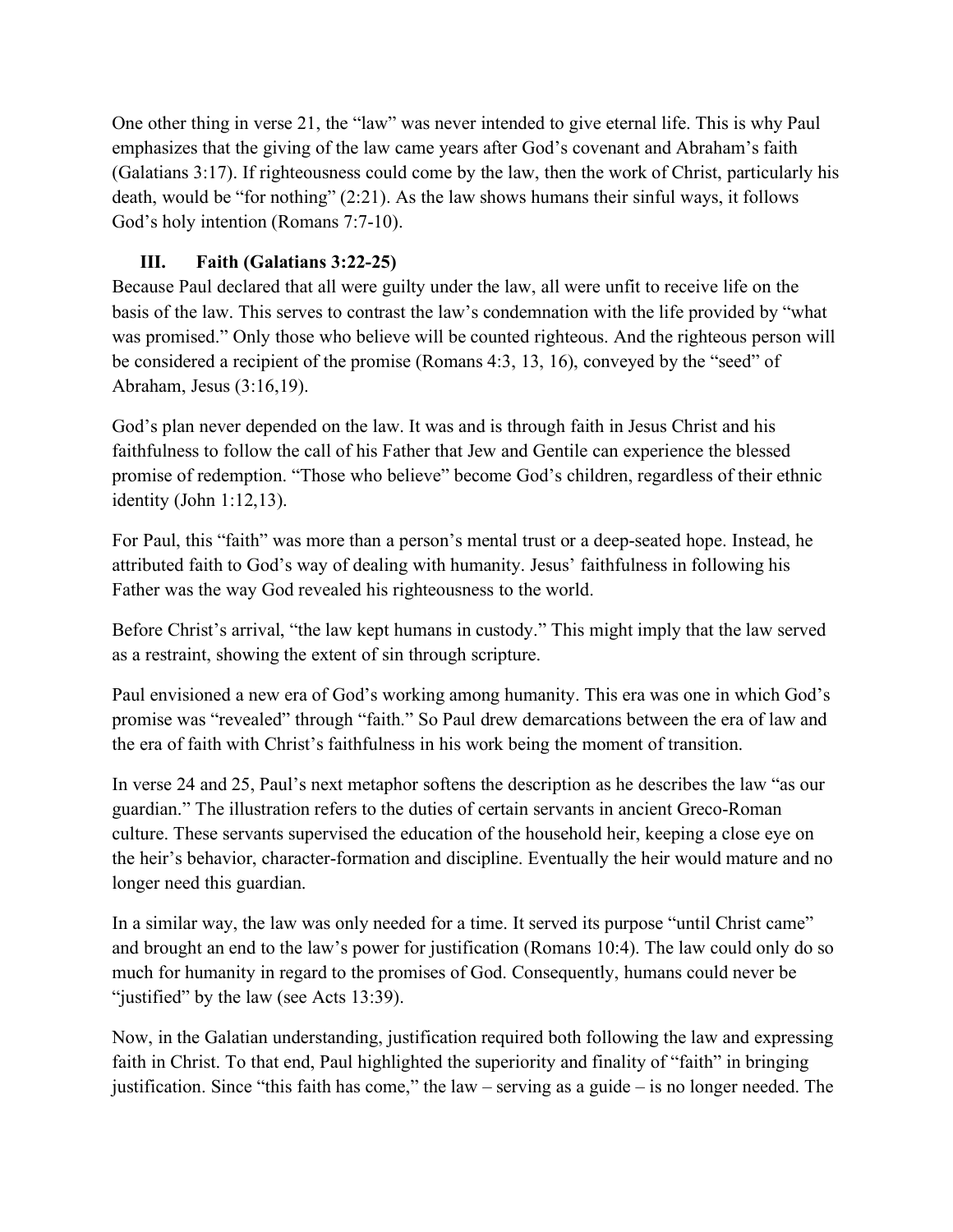One other thing in verse 21, the "law" was never intended to give eternal life. This is why Paul emphasizes that the giving of the law came years after God's covenant and Abraham's faith (Galatians 3:17). If righteousness could come by the law, then the work of Christ, particularly his death, would be "for nothing" (2:21). As the law shows humans their sinful ways, it follows God's holy intention (Romans 7:7-10).

### III. Faith (Galatians 3:22-25)

Because Paul declared that all were guilty under the law, all were unfit to receive life on the basis of the law. This serves to contrast the law's condemnation with the life provided by "what was promised." Only those who believe will be counted righteous. And the righteous person will be considered a recipient of the promise (Romans 4:3, 13, 16), conveyed by the "seed" of Abraham, Jesus (3:16,19).

God's plan never depended on the law. It was and is through faith in Jesus Christ and his faithfulness to follow the call of his Father that Jew and Gentile can experience the blessed promise of redemption. "Those who believe" become God's children, regardless of their ethnic identity (John 1:12,13).

For Paul, this "faith" was more than a person's mental trust or a deep-seated hope. Instead, he attributed faith to God's way of dealing with humanity. Jesus' faithfulness in following his Father was the way God revealed his righteousness to the world.

Before Christ's arrival, "the law kept humans in custody." This might imply that the law served as a restraint, showing the extent of sin through scripture.

Paul envisioned a new era of God's working among humanity. This era was one in which God's promise was "revealed" through "faith." So Paul drew demarcations between the era of law and the era of faith with Christ's faithfulness in his work being the moment of transition.

In verse 24 and 25, Paul's next metaphor softens the description as he describes the law "as our guardian." The illustration refers to the duties of certain servants in ancient Greco-Roman culture. These servants supervised the education of the household heir, keeping a close eye on the heir's behavior, character-formation and discipline. Eventually the heir would mature and no longer need this guardian.

In a similar way, the law was only needed for a time. It served its purpose "until Christ came" and brought an end to the law's power for justification (Romans 10:4). The law could only do so much for humanity in regard to the promises of God. Consequently, humans could never be "justified" by the law (see Acts 13:39).

Now, in the Galatian understanding, justification required both following the law and expressing faith in Christ. To that end, Paul highlighted the superiority and finality of "faith" in bringing justification. Since "this faith has come," the law – serving as a guide – is no longer needed. The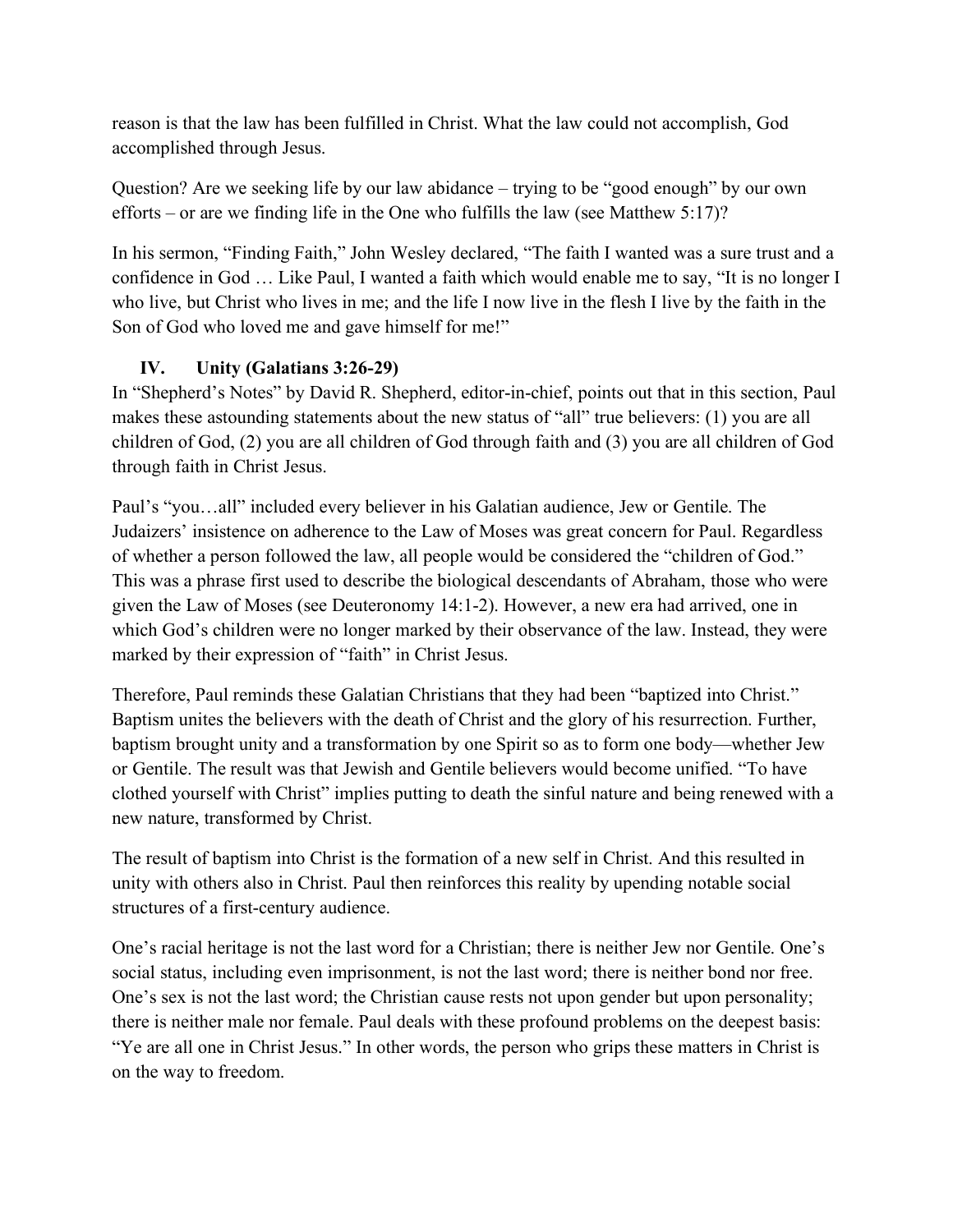reason is that the law has been fulfilled in Christ. What the law could not accomplish, God accomplished through Jesus.

Question? Are we seeking life by our law abidance – trying to be "good enough" by our own efforts – or are we finding life in the One who fulfills the law (see Matthew 5:17)?

In his sermon, "Finding Faith," John Wesley declared, "The faith I wanted was a sure trust and a confidence in God … Like Paul, I wanted a faith which would enable me to say, "It is no longer I who live, but Christ who lives in me; and the life I now live in the flesh I live by the faith in the Son of God who loved me and gave himself for me!"

## IV. Unity (Galatians 3:26-29)

In "Shepherd's Notes" by David R. Shepherd, editor-in-chief, points out that in this section, Paul makes these astounding statements about the new status of "all" true believers: (1) you are all children of God, (2) you are all children of God through faith and (3) you are all children of God through faith in Christ Jesus.

Paul's "you…all" included every believer in his Galatian audience, Jew or Gentile. The Judaizers' insistence on adherence to the Law of Moses was great concern for Paul. Regardless of whether a person followed the law, all people would be considered the "children of God." This was a phrase first used to describe the biological descendants of Abraham, those who were given the Law of Moses (see Deuteronomy 14:1-2). However, a new era had arrived, one in which God's children were no longer marked by their observance of the law. Instead, they were marked by their expression of "faith" in Christ Jesus.

Therefore, Paul reminds these Galatian Christians that they had been "baptized into Christ." Baptism unites the believers with the death of Christ and the glory of his resurrection. Further, baptism brought unity and a transformation by one Spirit so as to form one body—whether Jew or Gentile. The result was that Jewish and Gentile believers would become unified. "To have clothed yourself with Christ" implies putting to death the sinful nature and being renewed with a new nature, transformed by Christ.

The result of baptism into Christ is the formation of a new self in Christ. And this resulted in unity with others also in Christ. Paul then reinforces this reality by upending notable social structures of a first-century audience.

One's racial heritage is not the last word for a Christian; there is neither Jew nor Gentile. One's social status, including even imprisonment, is not the last word; there is neither bond nor free. One's sex is not the last word; the Christian cause rests not upon gender but upon personality; there is neither male nor female. Paul deals with these profound problems on the deepest basis: "Ye are all one in Christ Jesus." In other words, the person who grips these matters in Christ is on the way to freedom.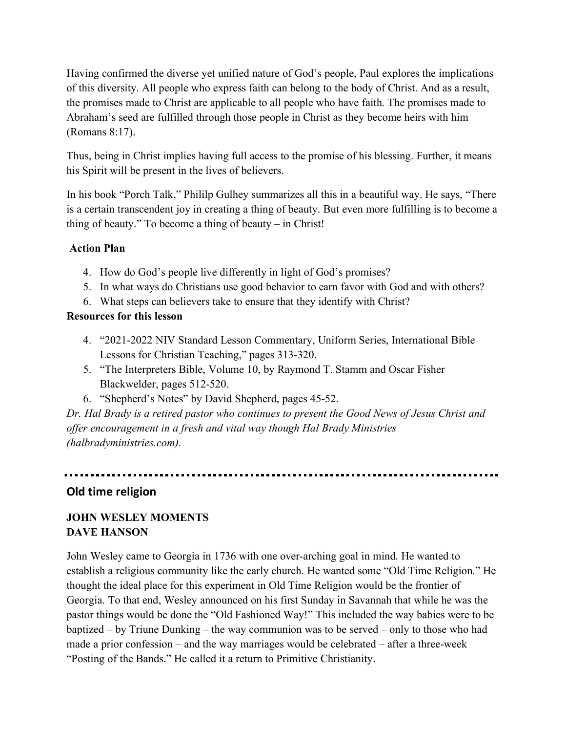Having confirmed the diverse yet unified nature of God's people, Paul explores the implications of this diversity. All people who express faith can belong to the body of Christ. And as a result, the promises made to Christ are applicable to all people who have faith. The promises made to Abraham's seed are fulfilled through those people in Christ as they become heirs with him (Romans 8:17).

Thus, being in Christ implies having full access to the promise of his blessing. Further, it means his Spirit will be present in the lives of believers.

In his book "Porch Talk," Phililp Gulhey summarizes all this in a beautiful way. He says, "There is a certain transcendent joy in creating a thing of beauty. But even more fulfilling is to become a thing of beauty." To become a thing of beauty – in Christ!

**Action Plan**

4. How do God's people live differently in light of God's promises?
5. In what ways do Christians use good behavior to earn favor with God and with others?
6. What steps can believers take to ensure that they identify with Christ?

**Resources for this lesson**

4. "2021-2022 NIV Standard Lesson Commentary, Uniform Series, International Bible Lessons for Christian Teaching," pages 313-320.
5. "The Interpreters Bible, Volume 10, by Raymond T. Stamm and Oscar Fisher Blackwelder, pages 512-520.
6. "Shepherd's Notes" by David Shepherd, pages 45-52.

*Dr. Hal Brady is a retired pastor who continues to present the Good News of Jesus Christ and offer encouragement in a fresh and vital way though Hal Brady Ministries (halbradyministries.com).*

---

## Old time religion

**JOHN WESLEY MOMENTS**
**DAVE HANSON**

John Wesley came to Georgia in 1736 with one over-arching goal in mind. He wanted to establish a religious community like the early church. He wanted some "Old Time Religion." He thought the ideal place for this experiment in Old Time Religion would be the frontier of Georgia. To that end, Wesley announced on his first Sunday in Savannah that while he was the pastor things would be done the "Old Fashioned Way!" This included the way babies were to be baptized – by Triune Dunking – the way communion was to be served – only to those who had made a prior confession – and the way marriages would be celebrated – after a three-week "Posting of the Bands." He called it a return to Primitive Christianity.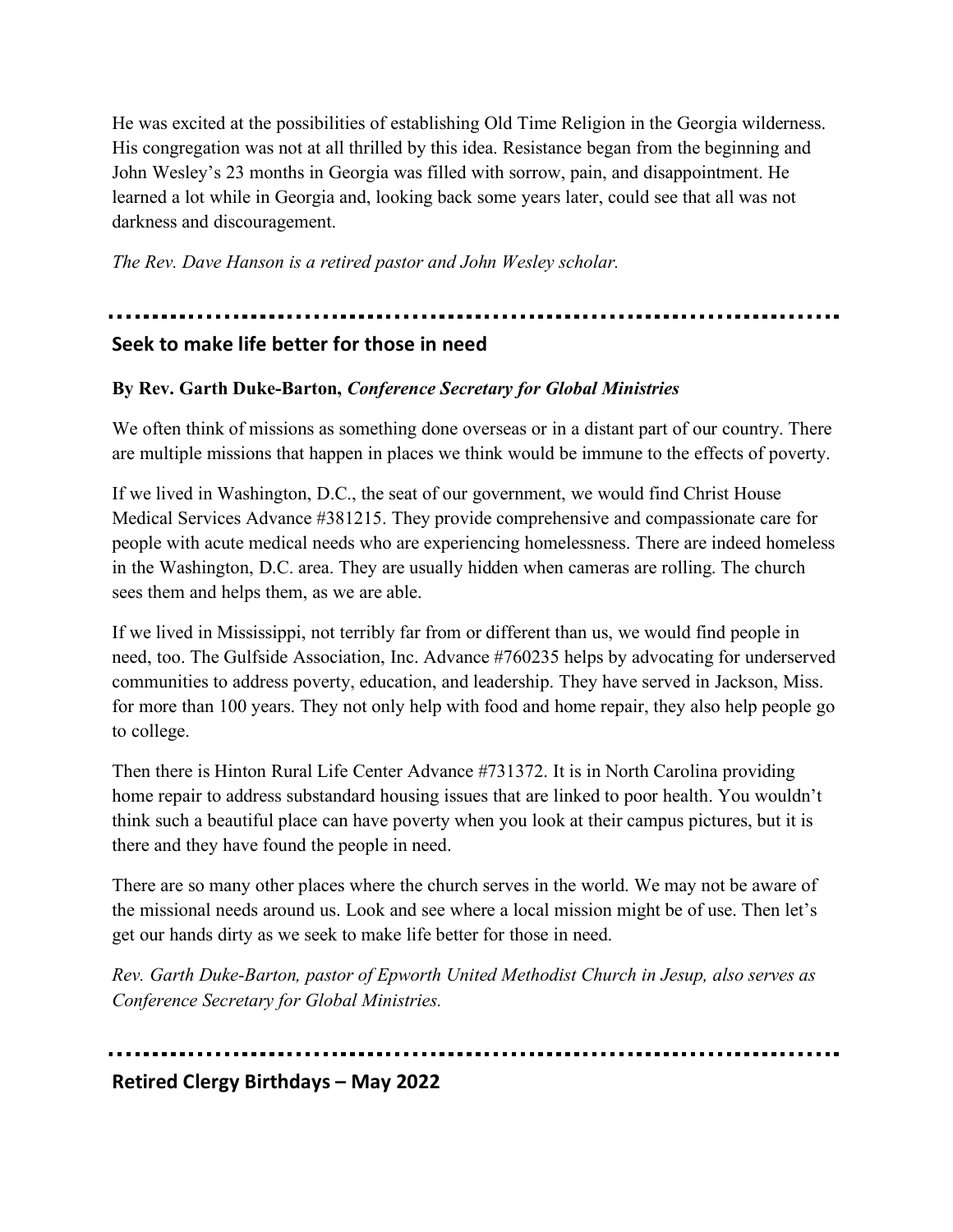He was excited at the possibilities of establishing Old Time Religion in the Georgia wilderness. His congregation was not at all thrilled by this idea. Resistance began from the beginning and John Wesley's 23 months in Georgia was filled with sorrow, pain, and disappointment. He learned a lot while in Georgia and, looking back some years later, could see that all was not darkness and discouragement.

*The Rev. Dave Hanson is a retired pastor and John Wesley scholar.*

---

## Seek to make life better for those in need

**By Rev. Garth Duke-Barton,** ***Conference Secretary for Global Ministries***

We often think of missions as something done overseas or in a distant part of our country. There are multiple missions that happen in places we think would be immune to the effects of poverty.

If we lived in Washington, D.C., the seat of our government, we would find Christ House Medical Services Advance #381215. They provide comprehensive and compassionate care for people with acute medical needs who are experiencing homelessness. There are indeed homeless in the Washington, D.C. area. They are usually hidden when cameras are rolling. The church sees them and helps them, as we are able.

If we lived in Mississippi, not terribly far from or different than us, we would find people in need, too. The Gulfside Association, Inc. Advance #760235 helps by advocating for underserved communities to address poverty, education, and leadership. They have served in Jackson, Miss. for more than 100 years. They not only help with food and home repair, they also help people go to college.

Then there is Hinton Rural Life Center Advance #731372. It is in North Carolina providing home repair to address substandard housing issues that are linked to poor health. You wouldn't think such a beautiful place can have poverty when you look at their campus pictures, but it is there and they have found the people in need.

There are so many other places where the church serves in the world. We may not be aware of the missional needs around us. Look and see where a local mission might be of use. Then let's get our hands dirty as we seek to make life better for those in need.

*Rev. Garth Duke-Barton, pastor of Epworth United Methodist Church in Jesup, also serves as Conference Secretary for Global Ministries.*

---

## Retired Clergy Birthdays – May 2022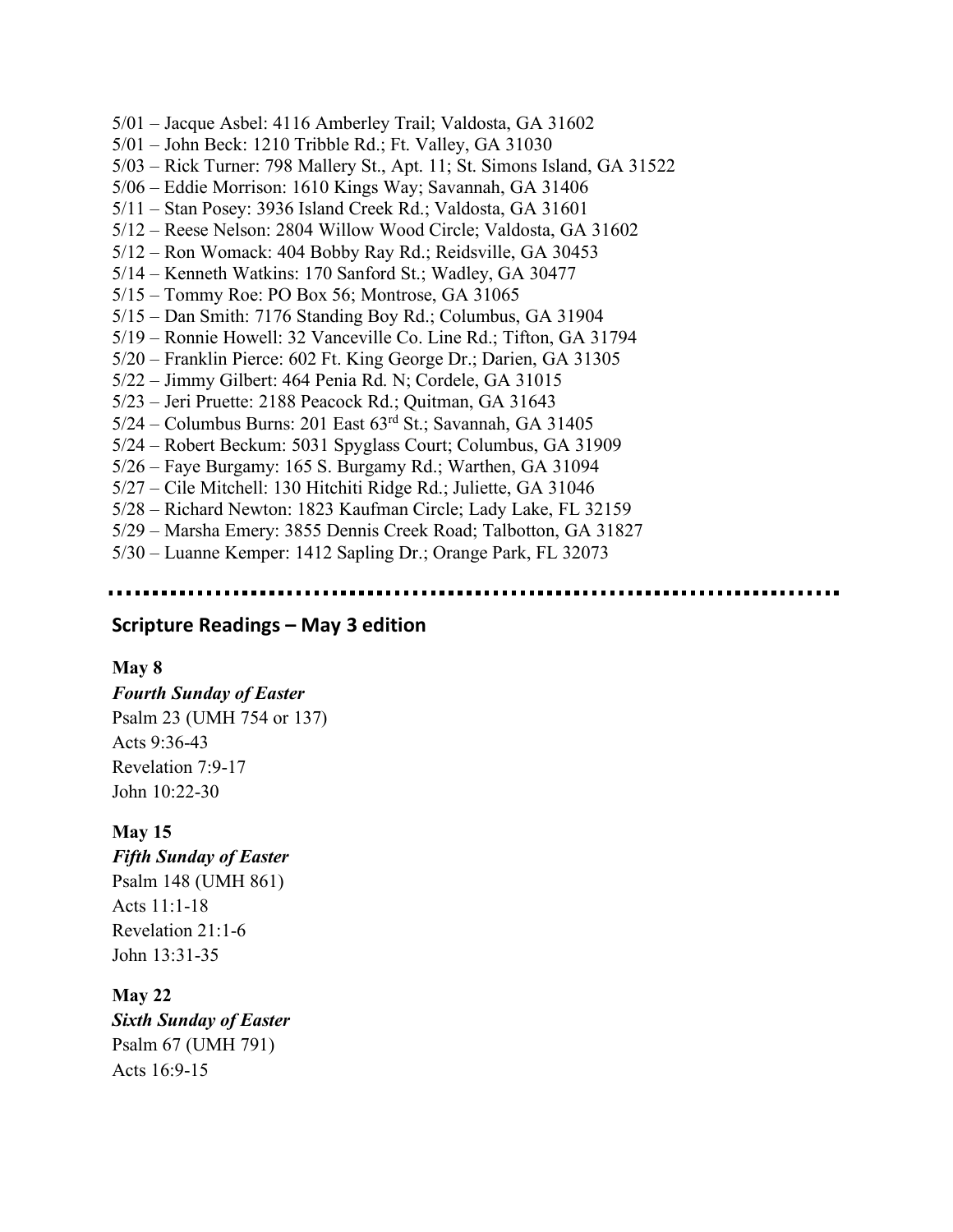5/01 – Jacque Asbel: 4116 Amberley Trail; Valdosta, GA 31602
5/01 – John Beck: 1210 Tribble Rd.; Ft. Valley, GA 31030
5/03 – Rick Turner: 798 Mallery St., Apt. 11; St. Simons Island, GA 31522
5/06 – Eddie Morrison: 1610 Kings Way; Savannah, GA 31406
5/11 – Stan Posey: 3936 Island Creek Rd.; Valdosta, GA 31601
5/12 – Reese Nelson: 2804 Willow Wood Circle; Valdosta, GA 31602
5/12 – Ron Womack: 404 Bobby Ray Rd.; Reidsville, GA 30453
5/14 – Kenneth Watkins: 170 Sanford St.; Wadley, GA 30477
5/15 – Tommy Roe: PO Box 56; Montrose, GA 31065
5/15 – Dan Smith: 7176 Standing Boy Rd.; Columbus, GA 31904
5/19 – Ronnie Howell: 32 Vanceville Co. Line Rd.; Tifton, GA 31794
5/20 – Franklin Pierce: 602 Ft. King George Dr.; Darien, GA 31305
5/22 – Jimmy Gilbert: 464 Penia Rd. N; Cordele, GA 31015
5/23 – Jeri Pruette: 2188 Peacock Rd.; Quitman, GA 31643
5/24 – Columbus Burns: 201 East 63rd St.; Savannah, GA 31405
5/24 – Robert Beckum: 5031 Spyglass Court; Columbus, GA 31909
5/26 – Faye Burgamy: 165 S. Burgamy Rd.; Warthen, GA 31094
5/27 – Cile Mitchell: 130 Hitchiti Ridge Rd.; Juliette, GA 31046
5/28 – Richard Newton: 1823 Kaufman Circle; Lady Lake, FL 32159
5/29 – Marsha Emery: 3855 Dennis Creek Road; Talbotton, GA 31827
5/30 – Luanne Kemper: 1412 Sapling Dr.; Orange Park, FL 32073

---

## Scripture Readings – May 3 edition

**May 8**
***Fourth Sunday of Easter***
Psalm 23 (UMH 754 or 137)
Acts 9:36-43
Revelation 7:9-17
John 10:22-30

**May 15**
***Fifth Sunday of Easter***
Psalm 148 (UMH 861)
Acts 11:1-18
Revelation 21:1-6
John 13:31-35

**May 22**
***Sixth Sunday of Easter***
Psalm 67 (UMH 791)
Acts 16:9-15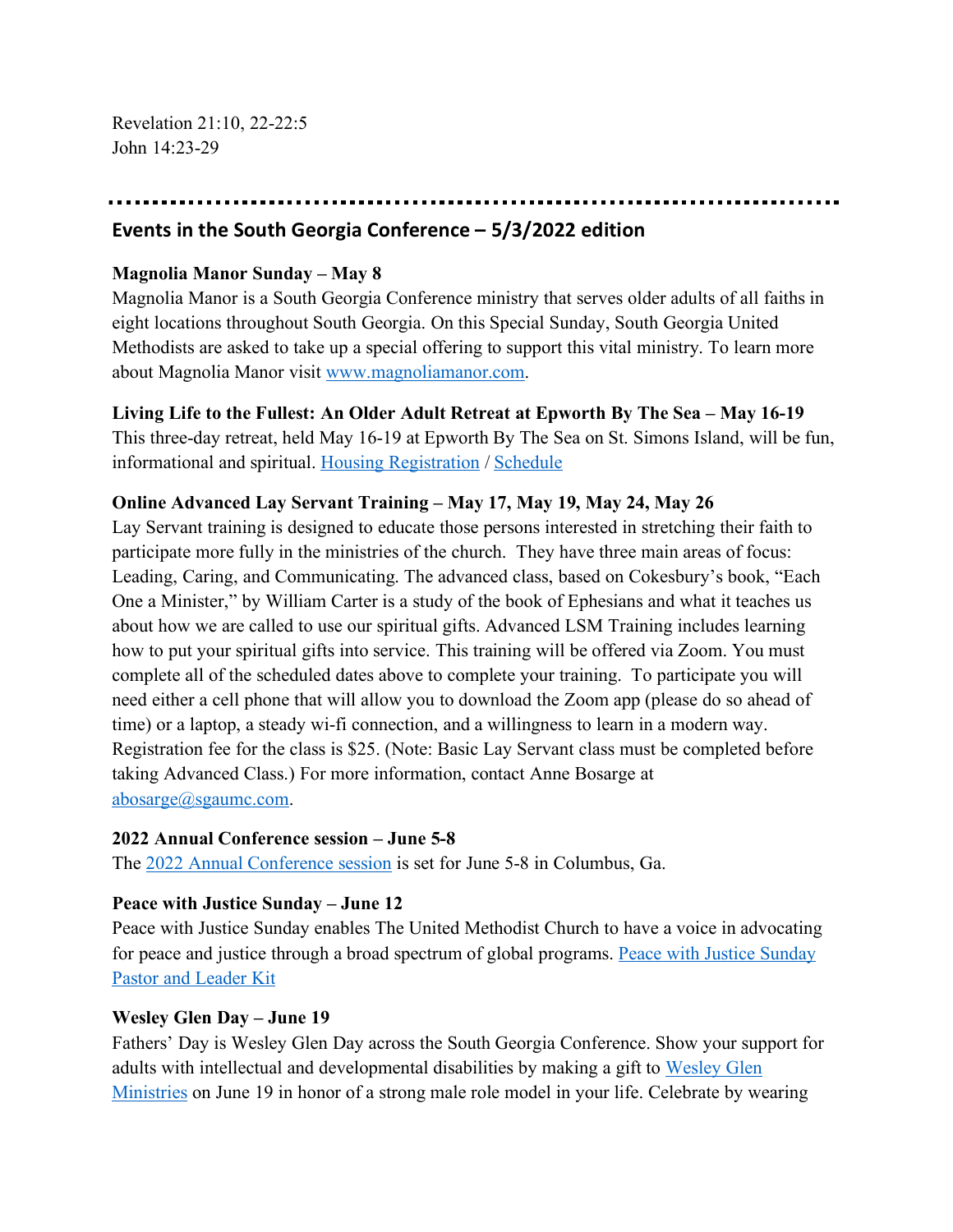Revelation 21:10, 22-22:5
John 14:23-29

---

## Events in the South Georgia Conference – 5/3/2022 edition

**Magnolia Manor Sunday – May 8**
Magnolia Manor is a South Georgia Conference ministry that serves older adults of all faiths in eight locations throughout South Georgia. On this Special Sunday, South Georgia United Methodists are asked to take up a special offering to support this vital ministry. To learn more about Magnolia Manor visit [www.magnoliamanor.com](www.magnoliamanor.com).

**Living Life to the Fullest: An Older Adult Retreat at Epworth By The Sea – May 16-19**
This three-day retreat, held May 16-19 at Epworth By The Sea on St. Simons Island, will be fun, informational and spiritual. Housing Registration / Schedule

**Online Advanced Lay Servant Training – May 17, May 19, May 24, May 26**
Lay Servant training is designed to educate those persons interested in stretching their faith to participate more fully in the ministries of the church. They have three main areas of focus: Leading, Caring, and Communicating. The advanced class, based on Cokesbury's book, "Each One a Minister," by William Carter is a study of the book of Ephesians and what it teaches us about how we are called to use our spiritual gifts. Advanced LSM Training includes learning how to put your spiritual gifts into service. This training will be offered via Zoom. You must complete all of the scheduled dates above to complete your training. To participate you will need either a cell phone that will allow you to download the Zoom app (please do so ahead of time) or a laptop, a steady wi-fi connection, and a willingness to learn in a modern way. Registration fee for the class is $25. (Note: Basic Lay Servant class must be completed before taking Advanced Class.) For more information, contact Anne Bosarge at abosarge@sgaumc.com.

**2022 Annual Conference session – June 5-8**
The 2022 Annual Conference session is set for June 5-8 in Columbus, Ga.

**Peace with Justice Sunday – June 12**
Peace with Justice Sunday enables The United Methodist Church to have a voice in advocating for peace and justice through a broad spectrum of global programs. Peace with Justice Sunday Pastor and Leader Kit

**Wesley Glen Day – June 19**
Fathers' Day is Wesley Glen Day across the South Georgia Conference. Show your support for adults with intellectual and developmental disabilities by making a gift to Wesley Glen Ministries on June 19 in honor of a strong male role model in your life. Celebrate by wearing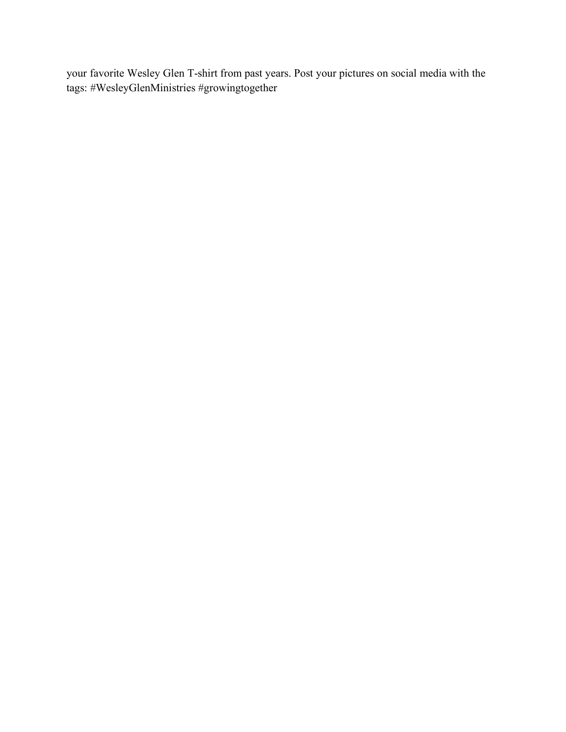your favorite Wesley Glen T-shirt from past years. Post your pictures on social media with the tags: #WesleyGlenMinistries #growingtogether